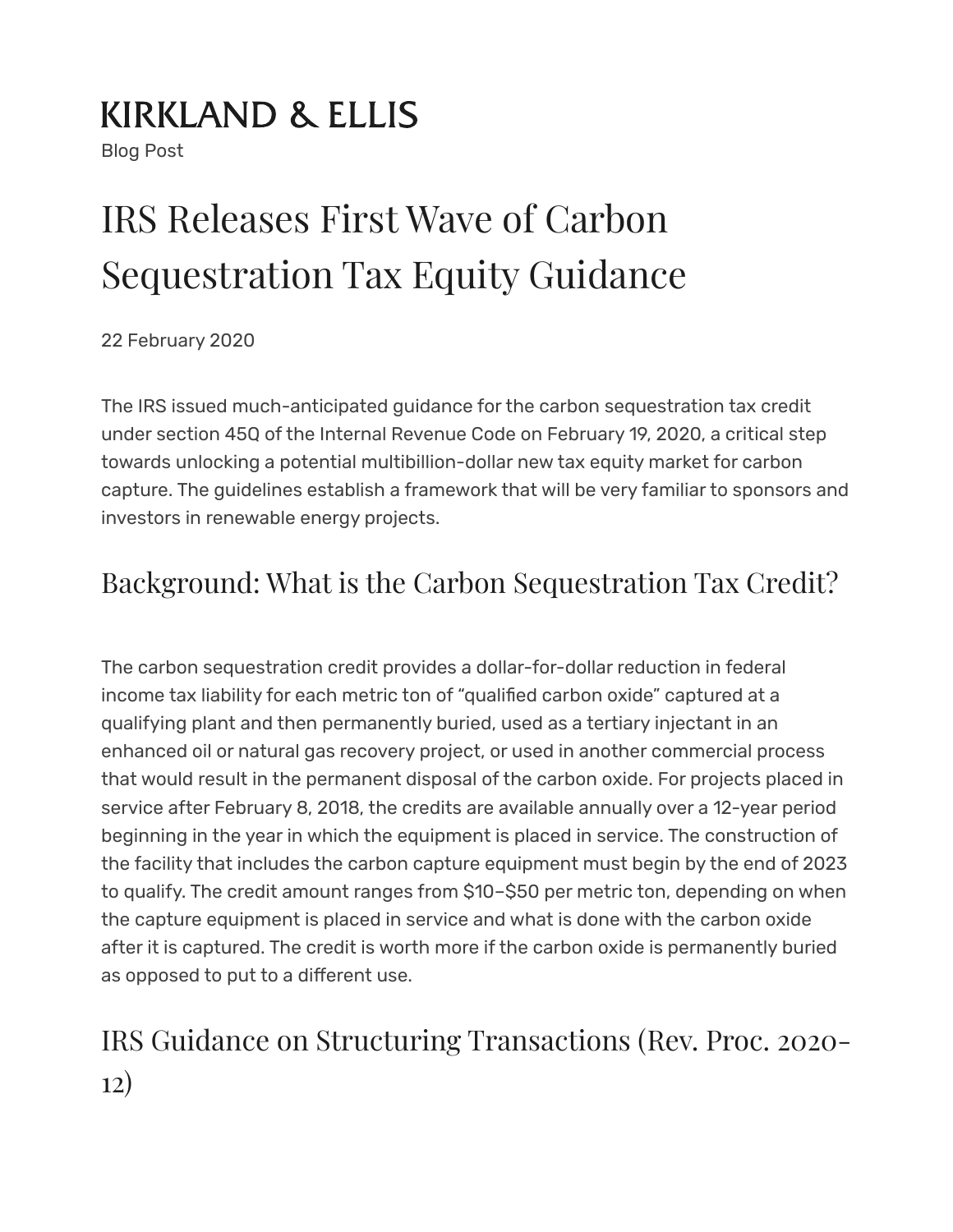KIRKLAND & ELLIS

Blog Post

# IRS Releases First Wave of Carbon Sequestration Tax Equity Guidance

22 February 2020

The IRS issued much-anticipated guidance for the carbon sequestration tax credit under section 45Q of the Internal Revenue Code on February 19, 2020, a critical step towards unlocking a potential multibillion-dollar new tax equity market for carbon capture. The guidelines establish a framework that will be very familiar to sponsors and investors in renewable energy projects.

## Background: What is the Carbon Sequestration Tax Credit?

The carbon sequestration credit provides a dollar-for-dollar reduction in federal income tax liability for each metric ton of "qualified carbon oxide" captured at a qualifying plant and then permanently buried, used as a tertiary injectant in an enhanced oil or natural gas recovery project, or used in another commercial process that would result in the permanent disposal of the carbon oxide. For projects placed in service after February 8, 2018, the credits are available annually over a 12-year period beginning in the year in which the equipment is placed in service. The construction of the facility that includes the carbon capture equipment must begin by the end of 2023 to qualify. The credit amount ranges from $10–$50 per metric ton, depending on when the capture equipment is placed in service and what is done with the carbon oxide after it is captured. The credit is worth more if the carbon oxide is permanently buried as opposed to put to a different use.

## IRS Guidance on Structuring Transactions (Rev. Proc. 2020-12)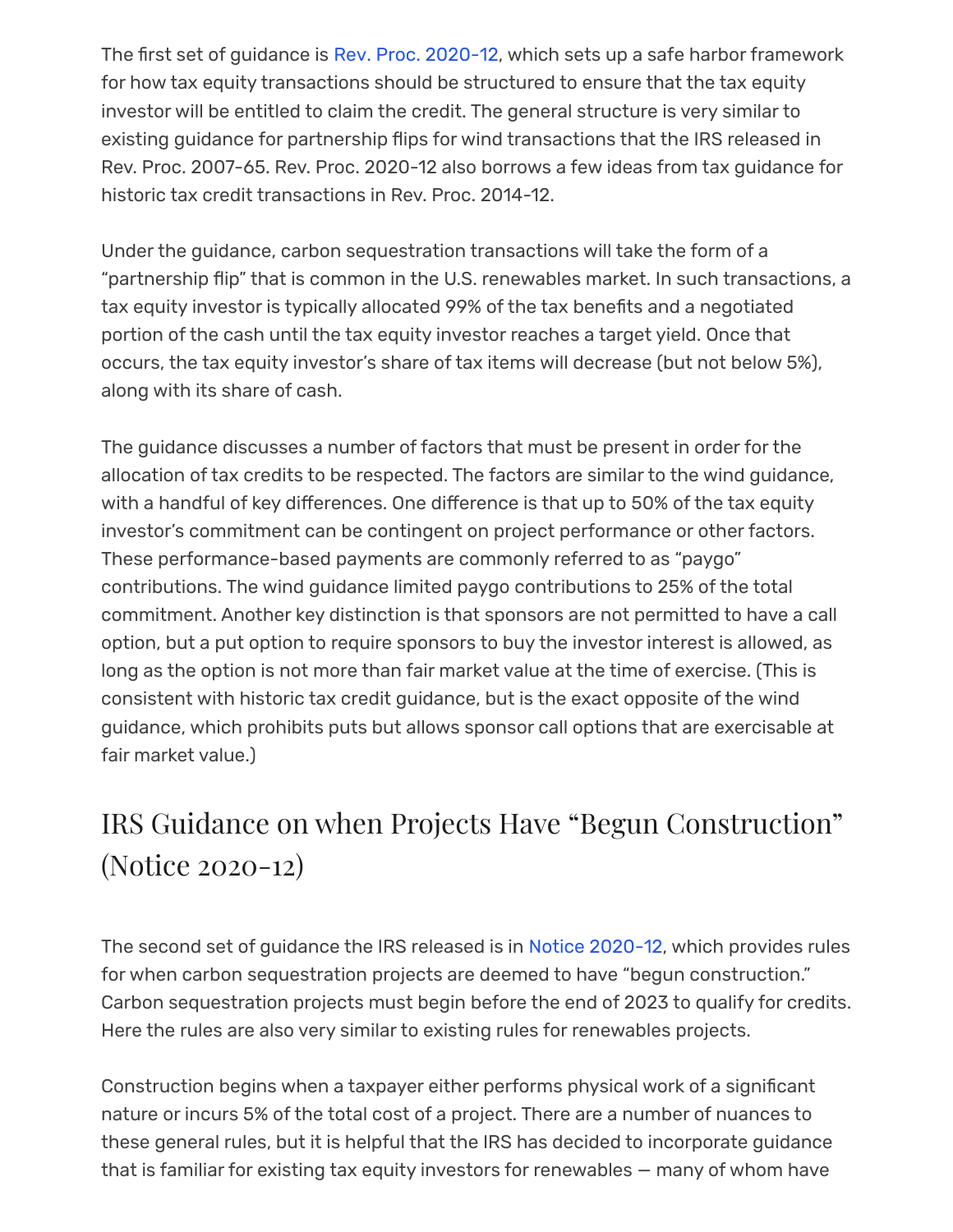The first set of guidance is Rev. Proc. 2020-12, which sets up a safe harbor framework for how tax equity transactions should be structured to ensure that the tax equity investor will be entitled to claim the credit. The general structure is very similar to existing guidance for partnership flips for wind transactions that the IRS released in Rev. Proc. 2007-65. Rev. Proc. 2020-12 also borrows a few ideas from tax guidance for historic tax credit transactions in Rev. Proc. 2014-12.

Under the guidance, carbon sequestration transactions will take the form of a "partnership flip" that is common in the U.S. renewables market. In such transactions, a tax equity investor is typically allocated 99% of the tax benefits and a negotiated portion of the cash until the tax equity investor reaches a target yield. Once that occurs, the tax equity investor's share of tax items will decrease (but not below 5%), along with its share of cash.

The guidance discusses a number of factors that must be present in order for the allocation of tax credits to be respected. The factors are similar to the wind guidance, with a handful of key differences. One difference is that up to 50% of the tax equity investor's commitment can be contingent on project performance or other factors. These performance-based payments are commonly referred to as "paygo" contributions. The wind guidance limited paygo contributions to 25% of the total commitment. Another key distinction is that sponsors are not permitted to have a call option, but a put option to require sponsors to buy the investor interest is allowed, as long as the option is not more than fair market value at the time of exercise. (This is consistent with historic tax credit guidance, but is the exact opposite of the wind guidance, which prohibits puts but allows sponsor call options that are exercisable at fair market value.)

## IRS Guidance on when Projects Have "Begun Construction" (Notice 2020-12)

The second set of guidance the IRS released is in Notice 2020-12, which provides rules for when carbon sequestration projects are deemed to have "begun construction." Carbon sequestration projects must begin before the end of 2023 to qualify for credits. Here the rules are also very similar to existing rules for renewables projects.

Construction begins when a taxpayer either performs physical work of a significant nature or incurs 5% of the total cost of a project. There are a number of nuances to these general rules, but it is helpful that the IRS has decided to incorporate guidance that is familiar for existing tax equity investors for renewables — many of whom have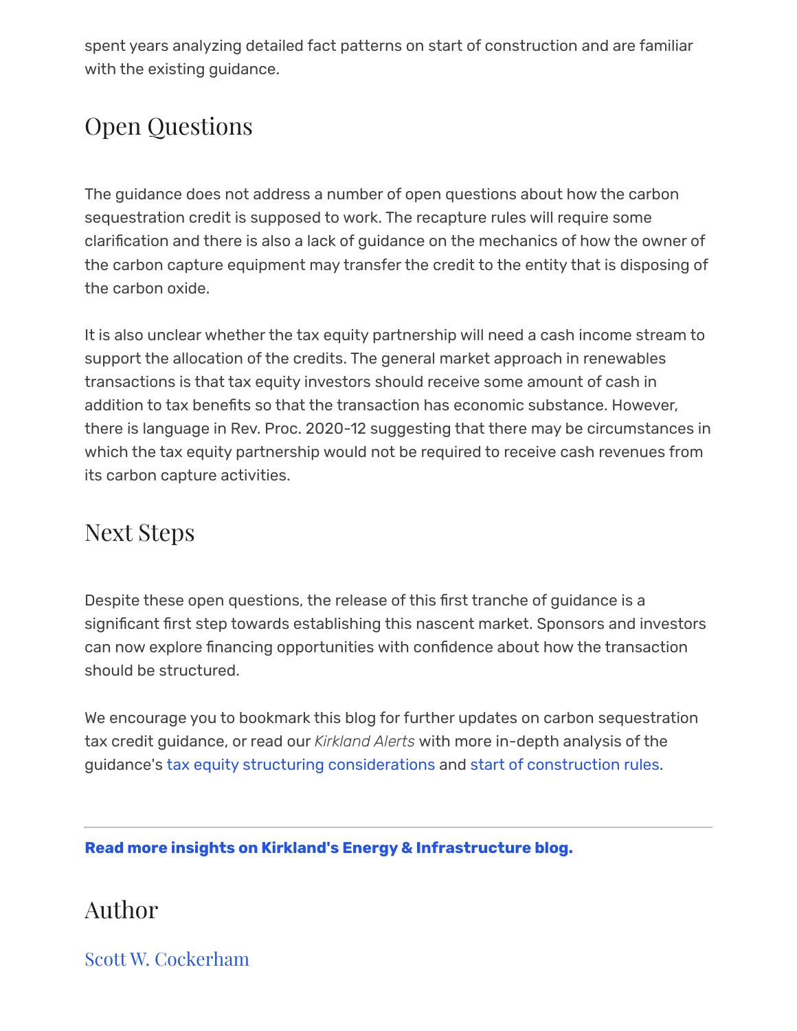spent years analyzing detailed fact patterns on start of construction and are familiar with the existing guidance.

## Open Questions

The guidance does not address a number of open questions about how the carbon sequestration credit is supposed to work. The recapture rules will require some clarification and there is also a lack of guidance on the mechanics of how the owner of the carbon capture equipment may transfer the credit to the entity that is disposing of the carbon oxide.

It is also unclear whether the tax equity partnership will need a cash income stream to support the allocation of the credits. The general market approach in renewables transactions is that tax equity investors should receive some amount of cash in addition to tax benefits so that the transaction has economic substance. However, there is language in Rev. Proc. 2020-12 suggesting that there may be circumstances in which the tax equity partnership would not be required to receive cash revenues from its carbon capture activities.

## Next Steps

Despite these open questions, the release of this first tranche of guidance is a significant first step towards establishing this nascent market. Sponsors and investors can now explore financing opportunities with confidence about how the transaction should be structured.

We encourage you to bookmark this blog for further updates on carbon sequestration tax credit guidance, or read our *Kirkland Alerts* with more in-depth analysis of the guidance's tax equity structuring considerations and start of construction rules.

---

**Read more insights on Kirkland's Energy & Infrastructure blog.**

## Author

Scott W. Cockerham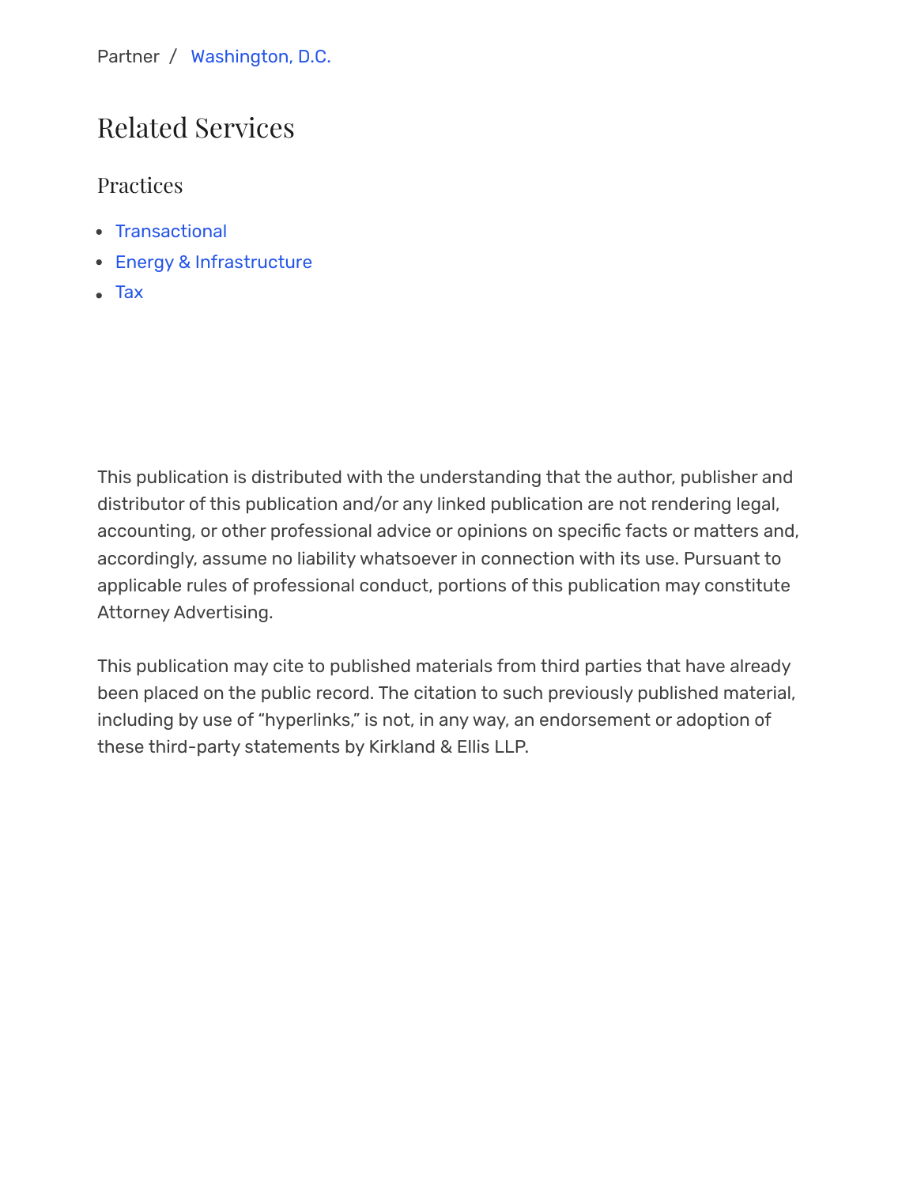Partner / Washington, D.C.

## Related Services

### Practices

- Transactional
- Energy & Infrastructure
- Tax

This publication is distributed with the understanding that the author, publisher and distributor of this publication and/or any linked publication are not rendering legal, accounting, or other professional advice or opinions on specific facts or matters and, accordingly, assume no liability whatsoever in connection with its use. Pursuant to applicable rules of professional conduct, portions of this publication may constitute Attorney Advertising.

This publication may cite to published materials from third parties that have already been placed on the public record. The citation to such previously published material, including by use of "hyperlinks," is not, in any way, an endorsement or adoption of these third-party statements by Kirkland & Ellis LLP.